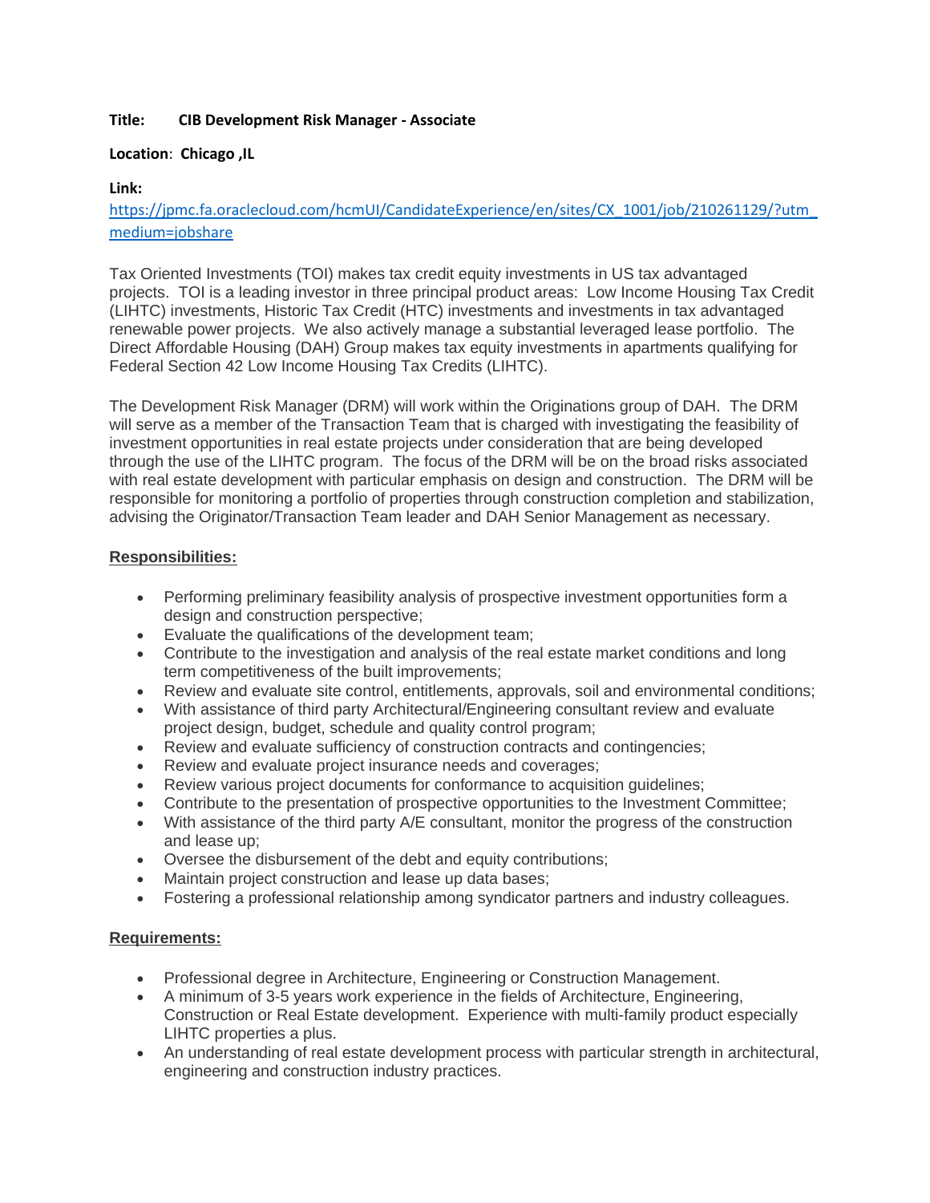**Title:** **CIB Development Risk Manager - Associate**

**Location**: **Chicago ,IL**

**Link:**

[https://jpmc.fa.oraclecloud.com/hcmUI/CandidateExperience/en/sites/CX_1001/job/210261129/?utm_medium=jobshare](https://jpmc.fa.oraclecloud.com/hcmUI/CandidateExperience/en/sites/CX_1001/job/210261129/?utm_medium=jobshare)

Tax Oriented Investments (TOI) makes tax credit equity investments in US tax advantaged projects. TOI is a leading investor in three principal product areas: Low Income Housing Tax Credit (LIHTC) investments, Historic Tax Credit (HTC) investments and investments in tax advantaged renewable power projects. We also actively manage a substantial leveraged lease portfolio. The Direct Affordable Housing (DAH) Group makes tax equity investments in apartments qualifying for Federal Section 42 Low Income Housing Tax Credits (LIHTC).

The Development Risk Manager (DRM) will work within the Originations group of DAH. The DRM will serve as a member of the Transaction Team that is charged with investigating the feasibility of investment opportunities in real estate projects under consideration that are being developed through the use of the LIHTC program. The focus of the DRM will be on the broad risks associated with real estate development with particular emphasis on design and construction. The DRM will be responsible for monitoring a portfolio of properties through construction completion and stabilization, advising the Originator/Transaction Team leader and DAH Senior Management as necessary.

**Responsibilities:**

- Performing preliminary feasibility analysis of prospective investment opportunities form a design and construction perspective;
- Evaluate the qualifications of the development team;
- Contribute to the investigation and analysis of the real estate market conditions and long term competitiveness of the built improvements;
- Review and evaluate site control, entitlements, approvals, soil and environmental conditions;
- With assistance of third party Architectural/Engineering consultant review and evaluate project design, budget, schedule and quality control program;
- Review and evaluate sufficiency of construction contracts and contingencies;
- Review and evaluate project insurance needs and coverages;
- Review various project documents for conformance to acquisition guidelines;
- Contribute to the presentation of prospective opportunities to the Investment Committee;
- With assistance of the third party A/E consultant, monitor the progress of the construction and lease up;
- Oversee the disbursement of the debt and equity contributions;
- Maintain project construction and lease up data bases;
- Fostering a professional relationship among syndicator partners and industry colleagues.

**Requirements:**

- Professional degree in Architecture, Engineering or Construction Management.
- A minimum of 3-5 years work experience in the fields of Architecture, Engineering, Construction or Real Estate development. Experience with multi-family product especially LIHTC properties a plus.
- An understanding of real estate development process with particular strength in architectural, engineering and construction industry practices.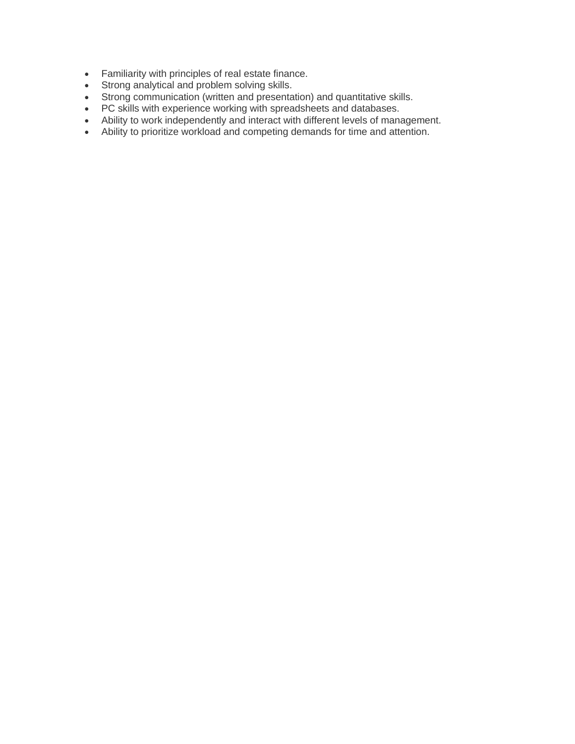- Familiarity with principles of real estate finance.
- Strong analytical and problem solving skills.
- Strong communication (written and presentation) and quantitative skills.
- PC skills with experience working with spreadsheets and databases.
- Ability to work independently and interact with different levels of management.
- Ability to prioritize workload and competing demands for time and attention.